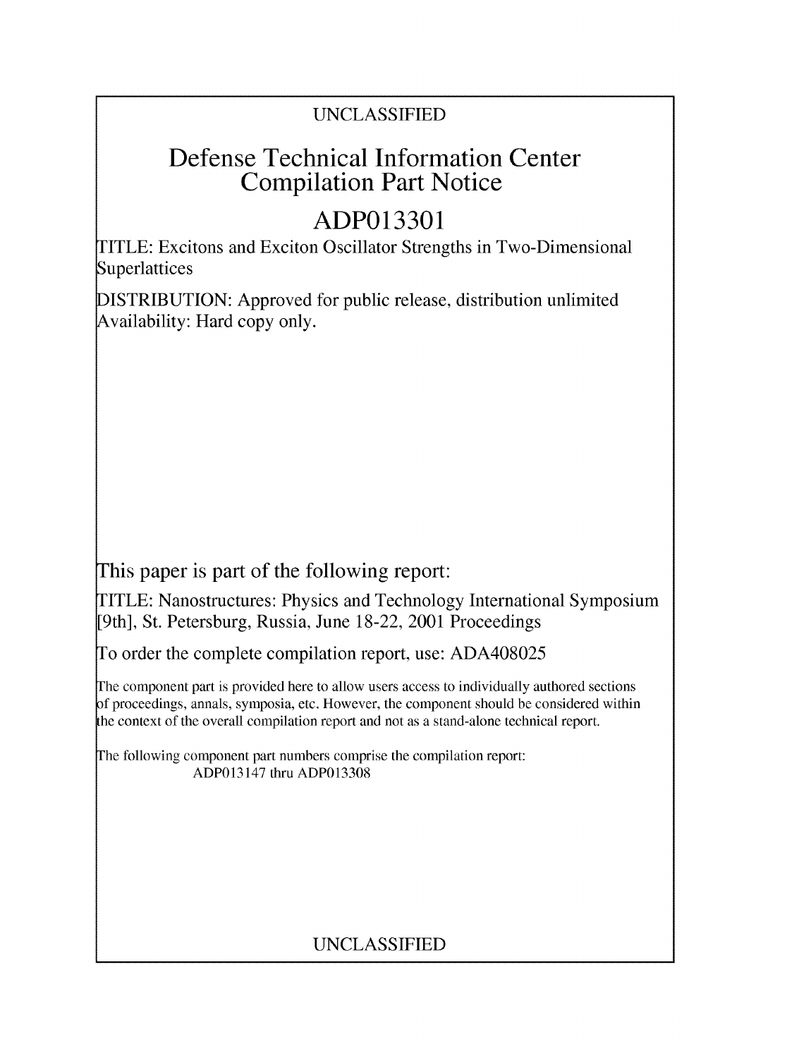UNCLASSIFIED

# Defense Technical Information Center Compilation Part Notice

## ADP013301

TITLE: Excitons and Exciton Oscillator Strengths in Two-Dimensional Superlattices

DISTRIBUTION: Approved for public release, distribution unlimited
Availability: Hard copy only.

This paper is part of the following report:

TITLE: Nanostructures: Physics and Technology International Symposium [9th], St. Petersburg, Russia, June 18-22, 2001 Proceedings

To order the complete compilation report, use: ADA408025

The component part is provided here to allow users access to individually authored sections of proceedings, annals, symposia, etc. However, the component should be considered within the context of the overall compilation report and not as a stand-alone technical report.

The following component part numbers comprise the compilation report:
ADP013147 thru ADP013308

UNCLASSIFIED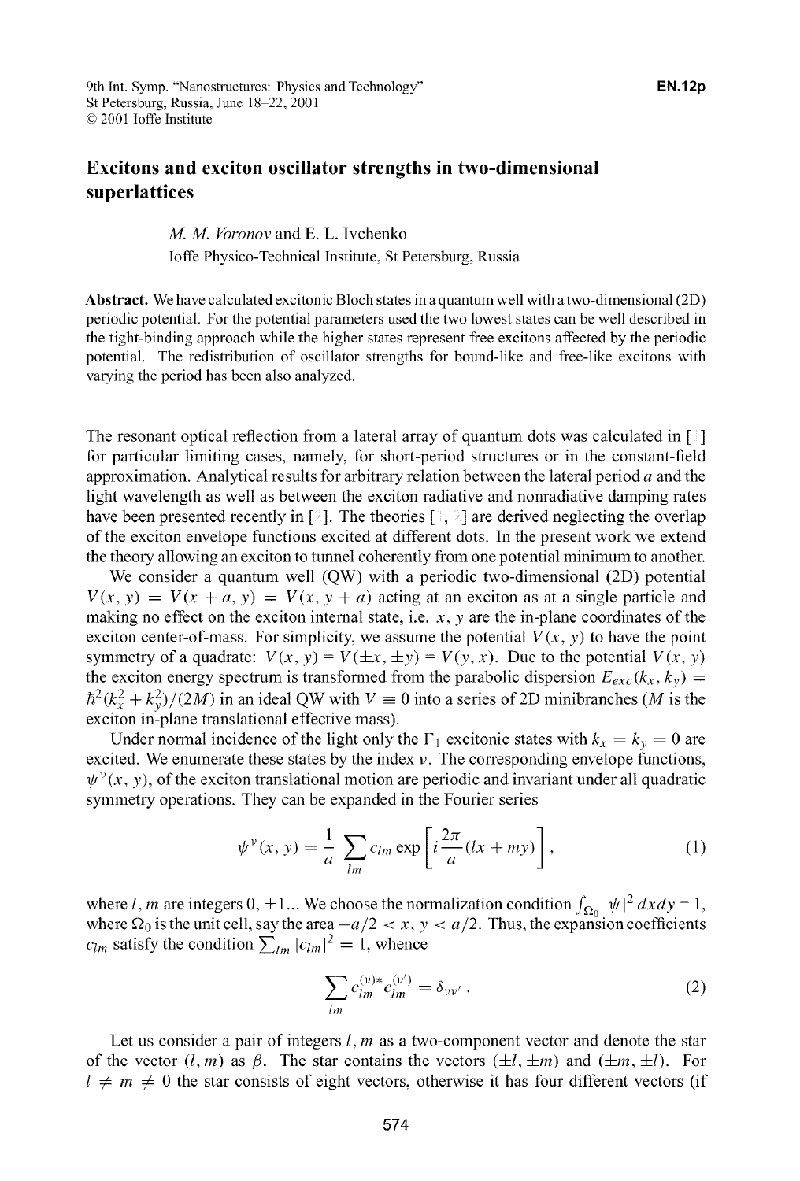# Excitons and exciton oscillator strengths in two-dimensional superlattices

*M. M. Voronov* and E. L. Ivchenko

Ioffe Physico-Technical Institute, St Petersburg, Russia

**Abstract.** We have calculated excitonic Bloch states in a quantum well with a two-dimensional (2D) periodic potential. For the potential parameters used the two lowest states can be well described in the tight-binding approach while the higher states represent free excitons affected by the periodic potential. The redistribution of oscillator strengths for bound-like and free-like excitons with varying the period has been also analyzed.

The resonant optical reflection from a lateral array of quantum dots was calculated in [1] for particular limiting cases, namely, for short-period structures or in the constant-field approximation. Analytical results for arbitrary relation between the lateral period $a$ and the light wavelength as well as between the exciton radiative and nonradiative damping rates have been presented recently in [2]. The theories [1, 2] are derived neglecting the overlap of the exciton envelope functions excited at different dots. In the present work we extend the theory allowing an exciton to tunnel coherently from one potential minimum to another.

We consider a quantum well (QW) with a periodic two-dimensional (2D) potential $V(x, y) = V(x + a, y) = V(x, y + a)$ acting at an exciton as at a single particle and making no effect on the exciton internal state, i.e. $x, y$ are the in-plane coordinates of the exciton center-of-mass. For simplicity, we assume the potential $V(x, y)$ to have the point symmetry of a quadrate: $V(x, y) = V(\pm x, \pm y) = V(y, x)$. Due to the potential $V(x, y)$ the exciton energy spectrum is transformed from the parabolic dispersion $E_{exc}(k_x, k_y) = \hbar^2(k_x^2 + k_y^2)/(2M)$ in an ideal QW with $V \equiv 0$ into a series of 2D minibranches ($M$ is the exciton in-plane translational effective mass).

Under normal incidence of the light only the $\Gamma_1$ excitonic states with $k_x = k_y = 0$ are excited. We enumerate these states by the index $\nu$. The corresponding envelope functions, $\psi^{\nu}(x, y)$, of the exciton translational motion are periodic and invariant under all quadratic symmetry operations. They can be expanded in the Fourier series

$$\psi^{\nu}(x, y) = \frac{1}{a} \sum_{lm} c_{lm} \exp\left[ i\frac{2\pi}{a}(lx + my) \right], \tag{1}$$

where $l, m$ are integers $0, \pm 1 \ldots$ We choose the normalization condition $\int_{\Omega_0} |\psi|^2 \, dx dy = 1$, where $\Omega_0$ is the unit cell, say the area $-a/2 < x, y < a/2$. Thus, the expansion coefficients $c_{lm}$ satisfy the condition $\sum_{lm} |c_{lm}|^2 = 1$, whence

$$\sum_{lm} c_{lm}^{(\nu)*} c_{lm}^{(\nu')} = \delta_{\nu\nu'} \, . \tag{2}$$

Let us consider a pair of integers $l, m$ as a two-component vector and denote the star of the vector $(l, m)$ as $\beta$. The star contains the vectors $(\pm l, \pm m)$ and $(\pm m, \pm l)$. For $l \neq m \neq 0$ the star consists of eight vectors, otherwise it has four different vectors (if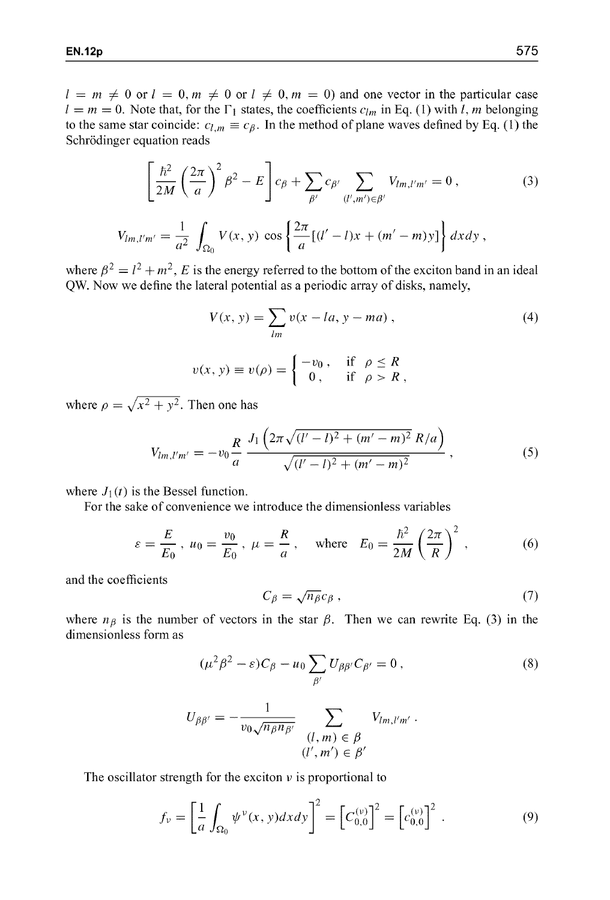$l = m \neq 0$ or $l = 0, m \neq 0$ or $l \neq 0, m = 0$) and one vector in the particular case $l = m = 0$. Note that, for the $\Gamma_1$ states, the coefficients $c_{lm}$ in Eq. (1) with $l, m$ belonging to the same star coincide: $c_{l,m} \equiv c_\beta$. In the method of plane waves defined by Eq. (1) the Schrödinger equation reads

$$\left[\frac{\hbar^2}{2M}\left(\frac{2\pi}{a}\right)^2 \beta^2 - E\right] c_\beta + \sum_{\beta'} c_{\beta'} \sum_{(l',m') \in \beta'} V_{lm,l'm'} = 0\,, \tag{3}$$

$$V_{lm,l'm'} = \frac{1}{a^2} \int_{\Omega_0} V(x,y) \cos\left\{\frac{2\pi}{a}[(l'-l)x + (m'-m)y]\right\} dx dy\,,$$

where $\beta^2 = l^2 + m^2$, $E$ is the energy referred to the bottom of the exciton band in an ideal QW. Now we define the lateral potential as a periodic array of disks, namely,

$$V(x,y) = \sum_{lm} v(x - la, y - ma)\,, \tag{4}$$

$$v(x,y) \equiv v(\rho) = \begin{cases} -v_0\,, & \text{if } \rho \leq R \\ 0\,, & \text{if } \rho > R\,, \end{cases}$$

where $\rho = \sqrt{x^2 + y^2}$. Then one has

$$V_{lm,l'm'} = -v_0 \frac{R}{a} \frac{J_1\left(2\pi\sqrt{(l'-l)^2 + (m'-m)^2}\, R/a\right)}{\sqrt{(l'-l)^2 + (m'-m)^2}}\,, \tag{5}$$

where $J_1(t)$ is the Bessel function.

For the sake of convenience we introduce the dimensionless variables

$$\varepsilon = \frac{E}{E_0}\,,\; u_0 = \frac{v_0}{E_0}\,,\; \mu = \frac{R}{a}\,, \quad \text{where } E_0 = \frac{\hbar^2}{2M}\left(\frac{2\pi}{R}\right)^2\,, \tag{6}$$

and the coefficients

$$C_\beta = \sqrt{n_\beta}\, c_\beta\,, \tag{7}$$

where $n_\beta$ is the number of vectors in the star $\beta$. Then we can rewrite Eq. (3) in the dimensionless form as

$$(\mu^2\beta^2 - \varepsilon) C_\beta - u_0 \sum_{\beta'} U_{\beta\beta'} C_{\beta'} = 0\,, \tag{8}$$

$$U_{\beta\beta'} = -\frac{1}{v_0\sqrt{n_\beta n_{\beta'}}} \sum_{\substack{(l,m) \in \beta \\ (l',m') \in \beta'}} V_{lm,l'm'}\,.$$

The oscillator strength for the exciton $\nu$ is proportional to

$$f_\nu = \left[\frac{1}{a}\int_{\Omega_0} \psi^\nu(x,y) dx dy\right]^2 = \left[C_{0,0}^{(\nu)}\right]^2 = \left[c_{0,0}^{(\nu)}\right]^2\,. \tag{9}$$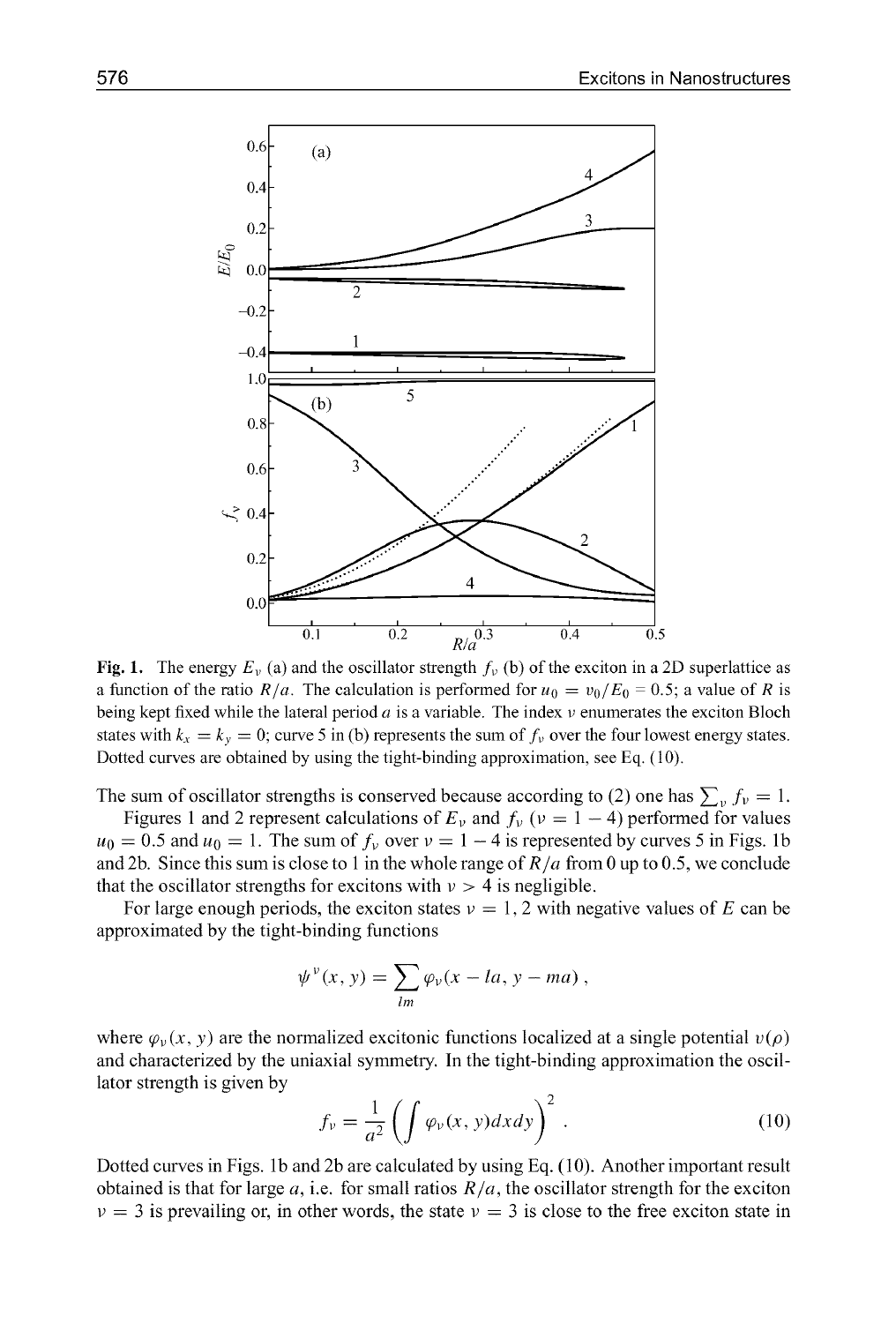**Fig. 1.** The energy $E_\nu$ (a) and the oscillator strength $f_\nu$ (b) of the exciton in a 2D superlattice as a function of the ratio $R/a$. The calculation is performed for $u_0 = v_0/E_0 = 0.5$; a value of $R$ is being kept fixed while the lateral period $a$ is a variable. The index $\nu$ enumerates the exciton Bloch states with $k_x = k_y = 0$; curve 5 in (b) represents the sum of $f_\nu$ over the four lowest energy states. Dotted curves are obtained by using the tight-binding approximation, see Eq. (10).

The sum of oscillator strengths is conserved because according to (2) one has $\sum_\nu f_\nu = 1$.

Figures 1 and 2 represent calculations of $E_\nu$ and $f_\nu$ ($\nu = 1 - 4$) performed for values $u_0 = 0.5$ and $u_0 = 1$. The sum of $f_\nu$ over $\nu = 1 - 4$ is represented by curves 5 in Figs. 1b and 2b. Since this sum is close to 1 in the whole range of $R/a$ from 0 up to 0.5, we conclude that the oscillator strengths for excitons with $\nu > 4$ is negligible.

For large enough periods, the exciton states $\nu = 1, 2$ with negative values of $E$ can be approximated by the tight-binding functions

$$\psi^\nu(x, y) = \sum_{lm} \varphi_\nu(x - la, y - ma),$$

where $\varphi_\nu(x, y)$ are the normalized excitonic functions localized at a single potential $v(\rho)$ and characterized by the uniaxial symmetry. In the tight-binding approximation the oscillator strength is given by

$$f_\nu = \frac{1}{a^2} \left( \int \varphi_\nu(x, y) dx dy \right)^2. \tag{10}$$

Dotted curves in Figs. 1b and 2b are calculated by using Eq. (10). Another important result obtained is that for large $a$, i.e. for small ratios $R/a$, the oscillator strength for the exciton $\nu = 3$ is prevailing or, in other words, the state $\nu = 3$ is close to the free exciton state in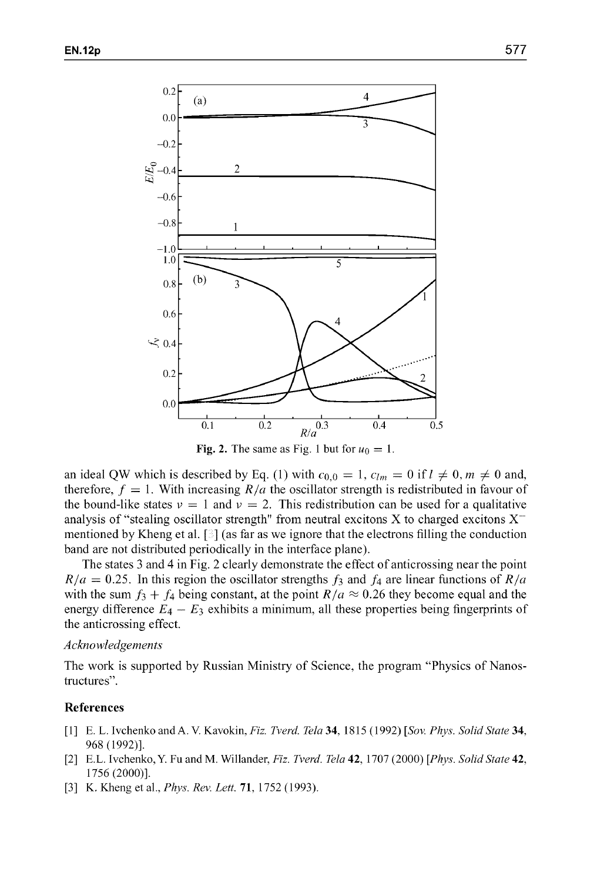(a)

0.2

0.0

−0.2

$E/E_0$ −0.4

−0.6

−0.8

−1.0

4

3

2

1

(b)

1.0

0.8

0.6

$f_\nu$ 0.4

0.2

0.0

5

3

1

4

2

0.1 0.2 0.3 0.4 0.5

$R/a$

**Fig. 2.** The same as Fig. 1 but for $u_0 = 1$.

an ideal QW which is described by Eq. (1) with $c_{0,0} = 1$, $c_{lm} = 0$ if $l \neq 0, m \neq 0$ and, therefore, $f = 1$. With increasing $R/a$ the oscillator strength is redistributed in favour of the bound-like states $\nu = 1$ and $\nu = 2$. This redistribution can be used for a qualitative analysis of "stealing oscillator strength" from neutral excitons X to charged excitons $X^-$ mentioned by Kheng et al. [3] (as far as we ignore that the electrons filling the conduction band are not distributed periodically in the interface plane).

The states 3 and 4 in Fig. 2 clearly demonstrate the effect of anticrossing near the point $R/a = 0.25$. In this region the oscillator strengths $f_3$ and $f_4$ are linear functions of $R/a$ with the sum $f_3 + f_4$ being constant, at the point $R/a \approx 0.26$ they become equal and the energy difference $E_4 - E_3$ exhibits a minimum, all these properties being fingerprints of the anticrossing effect.

*Acknowledgements*

The work is supported by Russian Ministry of Science, the program "Physics of Nanostructures".

## References

[1] E. L. Ivchenko and A. V. Kavokin, *Fiz. Tverd. Tela* **34**, 1815 (1992) [*Sov. Phys. Solid State* **34**, 968 (1992)].

[2] E.L. Ivchenko, Y. Fu and M. Willander, *Fiz. Tverd. Tela* **42**, 1707 (2000) [*Phys. Solid State* **42**, 1756 (2000)].

[3] K. Kheng et al., *Phys. Rev. Lett.* **71**, 1752 (1993).